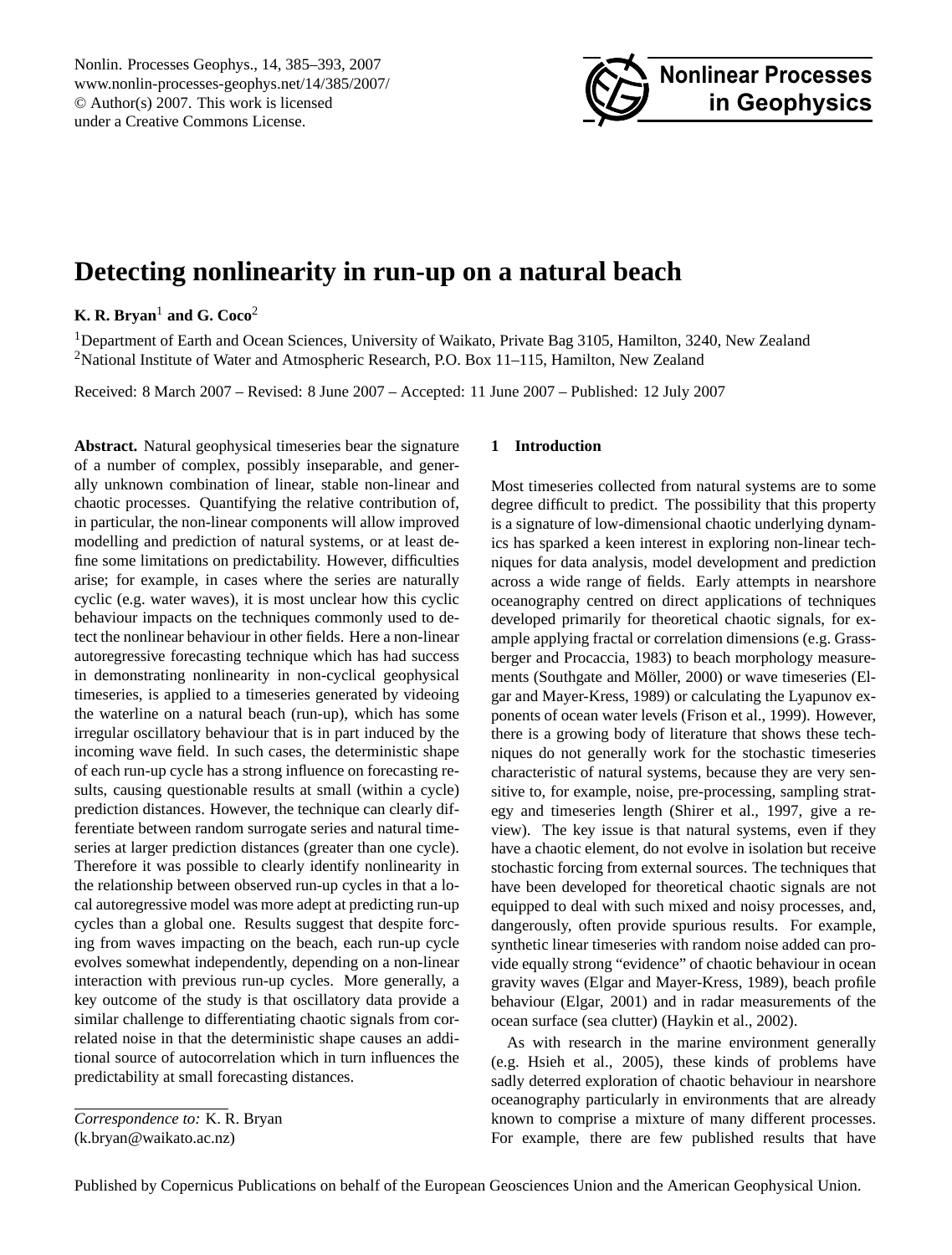# Detecting nonlinearity in run-up on a natural beach

**K. R. Bryan**[1] **and G. Coco**[2]

[1]Department of Earth and Ocean Sciences, University of Waikato, Private Bag 3105, Hamilton, 3240, New Zealand
[2]National Institute of Water and Atmospheric Research, P.O. Box 11–115, Hamilton, New Zealand

Received: 8 March 2007 – Revised: 8 June 2007 – Accepted: 11 June 2007 – Published: 12 July 2007

**Abstract.** Natural geophysical timeseries bear the signature of a number of complex, possibly inseparable, and generally unknown combination of linear, stable non-linear and chaotic processes. Quantifying the relative contribution of, in particular, the non-linear components will allow improved modelling and prediction of natural systems, or at least define some limitations on predictability. However, difficulties arise; for example, in cases where the series are naturally cyclic (e.g. water waves), it is most unclear how this cyclic behaviour impacts on the techniques commonly used to detect the nonlinear behaviour in other fields. Here a non-linear autoregressive forecasting technique which has had success in demonstrating nonlinearity in non-cyclical geophysical timeseries, is applied to a timeseries generated by videoing the waterline on a natural beach (run-up), which has some irregular oscillatory behaviour that is in part induced by the incoming wave field. In such cases, the deterministic shape of each run-up cycle has a strong influence on forecasting results, causing questionable results at small (within a cycle) prediction distances. However, the technique can clearly differentiate between random surrogate series and natural timeseries at larger prediction distances (greater than one cycle). Therefore it was possible to clearly identify nonlinearity in the relationship between observed run-up cycles in that a local autoregressive model was more adept at predicting run-up cycles than a global one. Results suggest that despite forcing from waves impacting on the beach, each run-up cycle evolves somewhat independently, depending on a non-linear interaction with previous run-up cycles. More generally, a key outcome of the study is that oscillatory data provide a similar challenge to differentiating chaotic signals from correlated noise in that the deterministic shape causes an additional source of autocorrelation which in turn influences the predictability at small forecasting distances.

*Correspondence to:* K. R. Bryan
(k.bryan@waikato.ac.nz)

## 1 Introduction

Most timeseries collected from natural systems are to some degree difficult to predict. The possibility that this property is a signature of low-dimensional chaotic underlying dynamics has sparked a keen interest in exploring non-linear techniques for data analysis, model development and prediction across a wide range of fields. Early attempts in nearshore oceanography centred on direct applications of techniques developed primarily for theoretical chaotic signals, for example applying fractal or correlation dimensions (e.g. Grassberger and Procaccia, 1983) to beach morphology measurements (Southgate and Möller, 2000) or wave timeseries (Elgar and Mayer-Kress, 1989) or calculating the Lyapunov exponents of ocean water levels (Frison et al., 1999). However, there is a growing body of literature that shows these techniques do not generally work for the stochastic timeseries characteristic of natural systems, because they are very sensitive to, for example, noise, pre-processing, sampling strategy and timeseries length (Shirer et al., 1997, give a review). The key issue is that natural systems, even if they have a chaotic element, do not evolve in isolation but receive stochastic forcing from external sources. The techniques that have been developed for theoretical chaotic signals are not equipped to deal with such mixed and noisy processes, and, dangerously, often provide spurious results. For example, synthetic linear timeseries with random noise added can provide equally strong "evidence" of chaotic behaviour in ocean gravity waves (Elgar and Mayer-Kress, 1989), beach profile behaviour (Elgar, 2001) and in radar measurements of the ocean surface (sea clutter) (Haykin et al., 2002).

As with research in the marine environment generally (e.g. Hsieh et al., 2005), these kinds of problems have sadly deterred exploration of chaotic behaviour in nearshore oceanography particularly in environments that are already known to comprise a mixture of many different processes. For example, there are few published results that have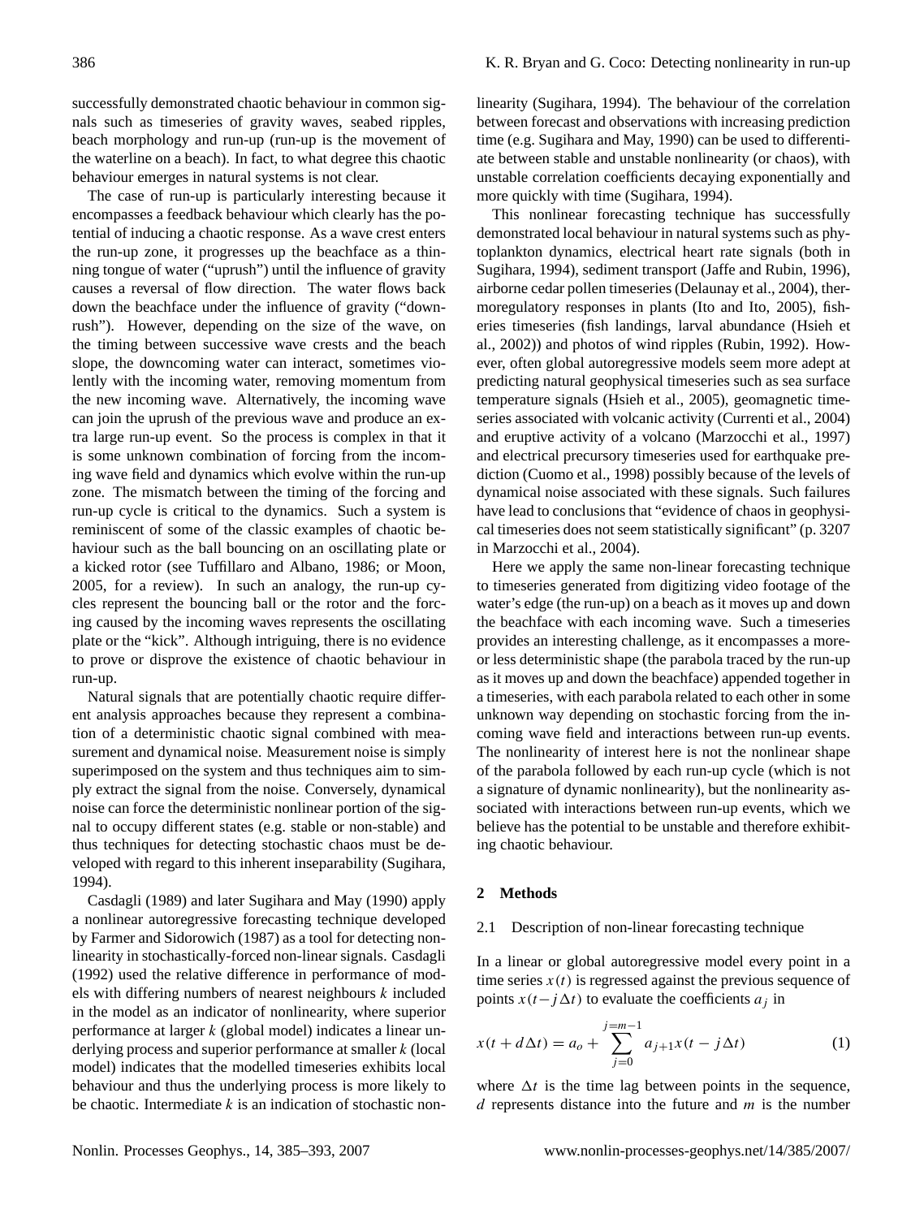successfully demonstrated chaotic behaviour in common signals such as timeseries of gravity waves, seabed ripples, beach morphology and run-up (run-up is the movement of the waterline on a beach). In fact, to what degree this chaotic behaviour emerges in natural systems is not clear.

The case of run-up is particularly interesting because it encompasses a feedback behaviour which clearly has the potential of inducing a chaotic response. As a wave crest enters the run-up zone, it progresses up the beachface as a thinning tongue of water ("uprush") until the influence of gravity causes a reversal of flow direction. The water flows back down the beachface under the influence of gravity ("downrush"). However, depending on the size of the wave, on the timing between successive wave crests and the beach slope, the downcoming water can interact, sometimes violently with the incoming water, removing momentum from the new incoming wave. Alternatively, the incoming wave can join the uprush of the previous wave and produce an extra large run-up event. So the process is complex in that it is some unknown combination of forcing from the incoming wave field and dynamics which evolve within the run-up zone. The mismatch between the timing of the forcing and run-up cycle is critical to the dynamics. Such a system is reminiscent of some of the classic examples of chaotic behaviour such as the ball bouncing on an oscillating plate or a kicked rotor (see Tuffillaro and Albano, 1986; or Moon, 2005, for a review). In such an analogy, the run-up cycles represent the bouncing ball or the rotor and the forcing caused by the incoming waves represents the oscillating plate or the "kick". Although intriguing, there is no evidence to prove or disprove the existence of chaotic behaviour in run-up.

Natural signals that are potentially chaotic require different analysis approaches because they represent a combination of a deterministic chaotic signal combined with measurement and dynamical noise. Measurement noise is simply superimposed on the system and thus techniques aim to simply extract the signal from the noise. Conversely, dynamical noise can force the deterministic nonlinear portion of the signal to occupy different states (e.g. stable or non-stable) and thus techniques for detecting stochastic chaos must be developed with regard to this inherent inseparability (Sugihara, 1994).

Casdagli (1989) and later Sugihara and May (1990) apply a nonlinear autoregressive forecasting technique developed by Farmer and Sidorowich (1987) as a tool for detecting nonlinearity in stochastically-forced non-linear signals. Casdagli (1992) used the relative difference in performance of models with differing numbers of nearest neighbours $k$ included in the model as an indicator of nonlinearity, where superior performance at larger $k$ (global model) indicates a linear underlying process and superior performance at smaller $k$ (local model) indicates that the modelled timeseries exhibits local behaviour and thus the underlying process is more likely to be chaotic. Intermediate $k$ is an indication of stochastic nonlinearity (Sugihara, 1994). The behaviour of the correlation between forecast and observations with increasing prediction time (e.g. Sugihara and May, 1990) can be used to differentiate between stable and unstable nonlinearity (or chaos), with unstable correlation coefficients decaying exponentially and more quickly with time (Sugihara, 1994).

This nonlinear forecasting technique has successfully demonstrated local behaviour in natural systems such as phytoplankton dynamics, electrical heart rate signals (both in Sugihara, 1994), sediment transport (Jaffe and Rubin, 1996), airborne cedar pollen timeseries (Delaunay et al., 2004), thermoregulatory responses in plants (Ito and Ito, 2005), fisheries timeseries (fish landings, larval abundance (Hsieh et al., 2002)) and photos of wind ripples (Rubin, 1992). However, often global autoregressive models seem more adept at predicting natural geophysical timeseries such as sea surface temperature signals (Hsieh et al., 2005), geomagnetic timeseries associated with volcanic activity (Currenti et al., 2004) and eruptive activity of a volcano (Marzocchi et al., 1997) and electrical precursory timeseries used for earthquake prediction (Cuomo et al., 1998) possibly because of the levels of dynamical noise associated with these signals. Such failures have lead to conclusions that "evidence of chaos in geophysical timeseries does not seem statistically significant" (p. 3207 in Marzocchi et al., 2004).

Here we apply the same non-linear forecasting technique to timeseries generated from digitizing video footage of the water's edge (the run-up) on a beach as it moves up and down the beachface with each incoming wave. Such a timeseries provides an interesting challenge, as it encompasses a more-or less deterministic shape (the parabola traced by the run-up as it moves up and down the beachface) appended together in a timeseries, with each parabola related to each other in some unknown way depending on stochastic forcing from the incoming wave field and interactions between run-up events. The nonlinearity of interest here is not the nonlinear shape of the parabola followed by each run-up cycle (which is not a signature of dynamic nonlinearity), but the nonlinearity associated with interactions between run-up events, which we believe has the potential to be unstable and therefore exhibiting chaotic behaviour.

## 2 Methods

### 2.1 Description of non-linear forecasting technique

In a linear or global autoregressive model every point in a time series $x(t)$ is regressed against the previous sequence of points $x(t-j\Delta t)$ to evaluate the coefficients $a_j$ in

$$x(t+d\Delta t) = a_o + \sum_{j=0}^{j=m-1} a_{j+1} x(t - j\Delta t) \quad (1)$$

where $\Delta t$ is the time lag between points in the sequence, $d$ represents distance into the future and $m$ is the number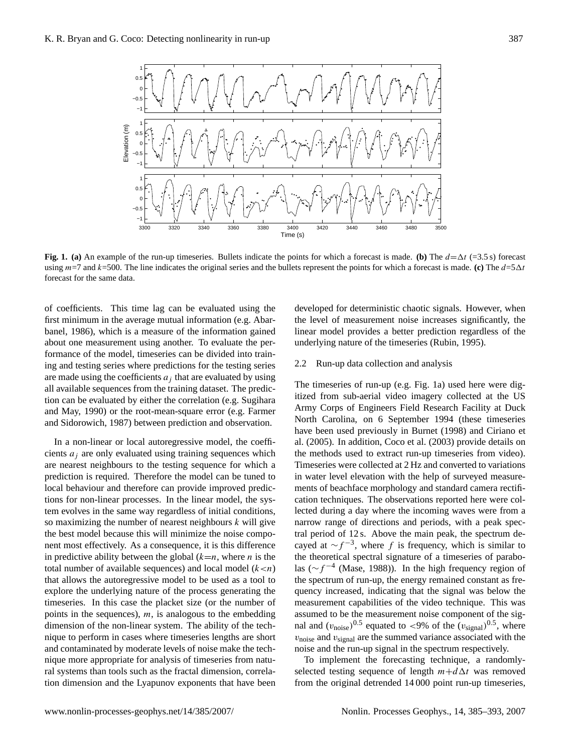**Fig. 1. (a)** An example of the run-up timeseries. Bullets indicate the points for which a forecast is made. **(b)** The $d=\Delta t$ (=3.5 s) forecast using $m$=7 and $k$=500. The line indicates the original series and the bullets represent the points for which a forecast is made. **(c)** The $d$=5$\Delta t$ forecast for the same data.

of coefficients. This time lag can be evaluated using the first minimum in the average mutual information (e.g. Abarbanel, 1986), which is a measure of the information gained about one measurement using another. To evaluate the performance of the model, timeseries can be divided into training and testing series where predictions for the testing series are made using the coefficients $a_j$ that are evaluated by using all available sequences from the training dataset. The prediction can be evaluated by either the correlation (e.g. Sugihara and May, 1990) or the root-mean-square error (e.g. Farmer and Sidorowich, 1987) between prediction and observation.

In a non-linear or local autoregressive model, the coefficients $a_j$ are only evaluated using training sequences which are nearest neighbours to the testing sequence for which a prediction is required. Therefore the model can be tuned to local behaviour and therefore can provide improved predictions for non-linear processes. In the linear model, the system evolves in the same way regardless of initial conditions, so maximizing the number of nearest neighbours $k$ will give the best model because this will minimize the noise component most effectively. As a consequence, it is this difference in predictive ability between the global ($k$=$n$, where $n$ is the total number of available sequences) and local model ($k$<$n$) that allows the autoregressive model to be used as a tool to explore the underlying nature of the process generating the timeseries. In this case the placket size (or the number of points in the sequences), $m$, is analogous to the embedding dimension of the non-linear system. The ability of the technique to perform in cases where timeseries lengths are short and contaminated by moderate levels of noise make the technique more appropriate for analysis of timeseries from natural systems than tools such as the fractal dimension, correlation dimension and the Lyapunov exponents that have been developed for deterministic chaotic signals. However, when the level of measurement noise increases significantly, the linear model provides a better prediction regardless of the underlying nature of the timeseries (Rubin, 1995).

### 2.2 Run-up data collection and analysis

The timeseries of run-up (e.g. Fig. 1a) used here were digitized from sub-aerial video imagery collected at the US Army Corps of Engineers Field Research Facility at Duck North Carolina, on 6 September 1994 (these timeseries have been used previously in Burnet (1998) and Ciriano et al. (2005). In addition, Coco et al. (2003) provide details on the methods used to extract run-up timeseries from video). Timeseries were collected at 2 Hz and converted to variations in water level elevation with the help of surveyed measurements of beachface morphology and standard camera rectification techniques. The observations reported here were collected during a day where the incoming waves were from a narrow range of directions and periods, with a peak spectral period of 12 s. Above the main peak, the spectrum decayed at $\sim f^{-3}$, where $f$ is frequency, which is similar to the theoretical spectral signature of a timeseries of parabolas ($\sim f^{-4}$ (Mase, 1988)). In the high frequency region of the spectrum of run-up, the energy remained constant as frequency increased, indicating that the signal was below the measurement capabilities of the video technique. This was assumed to be the measurement noise component of the signal and $(v_{\text{noise}})^{0.5}$ equated to <9% of the $(v_{\text{signal}})^{0.5}$, where $v_{\text{noise}}$ and $v_{\text{signal}}$ are the summed variance associated with the noise and the run-up signal in the spectrum respectively.

To implement the forecasting technique, a randomly-selected testing sequence of length $m+d\Delta t$ was removed from the original detrended 14 000 point run-up timeseries,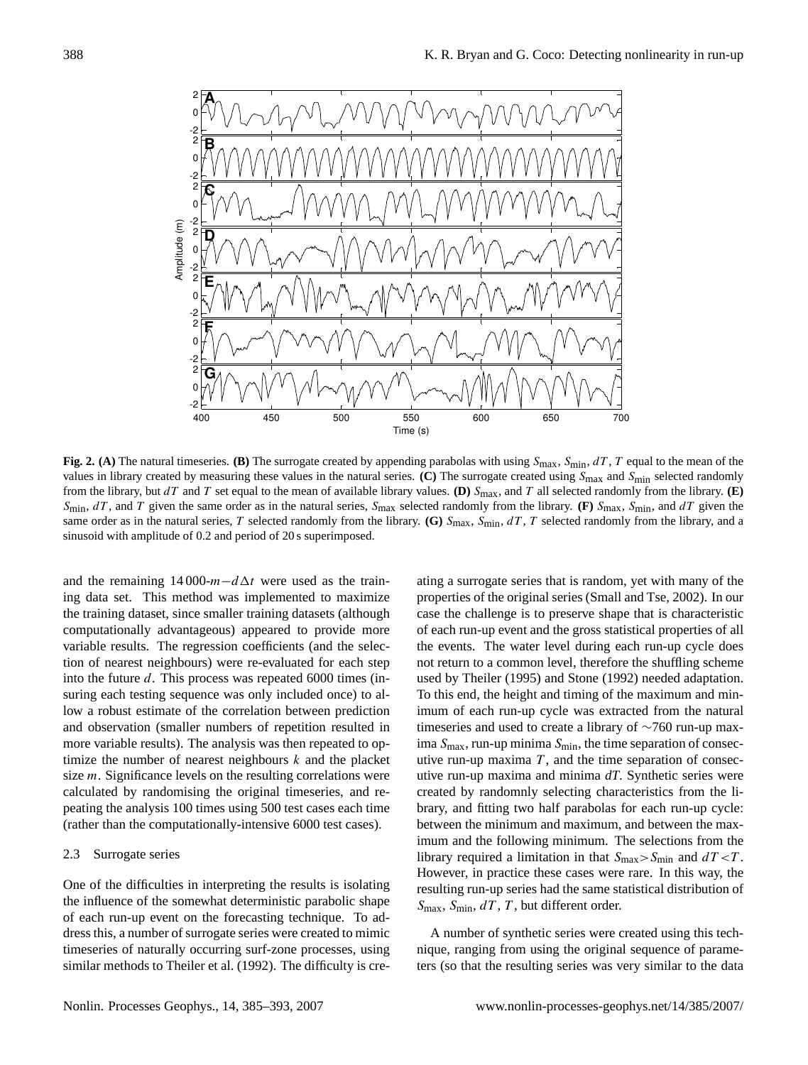**Fig. 2. (A)** The natural timeseries. **(B)** The surrogate created by appending parabolas with using $S_{\max}$, $S_{\min}$, $dT$, $T$ equal to the mean of the values in library created by measuring these values in the natural series. **(C)** The surrogate created using $S_{\max}$ and $S_{\min}$ selected randomly from the library, but $dT$ and $T$ set equal to the mean of available library values. **(D)** $S_{\max}$, and $T$ all selected randomly from the library. **(E)** $S_{\min}$, $dT$, and $T$ given the same order as in the natural series, $S_{\max}$ selected randomly from the library. **(F)** $S_{\max}$, $S_{\min}$, and $dT$ given the same order as in the natural series, $T$ selected randomly from the library. **(G)** $S_{\max}$, $S_{\min}$, $dT$, $T$ selected randomly from the library, and a sinusoid with amplitude of 0.2 and period of 20 s superimposed.

and the remaining $14\,000-m-d\Delta t$ were used as the training data set. This method was implemented to maximize the training dataset, since smaller training datasets (although computationally advantageous) appeared to provide more variable results. The regression coefficients (and the selection of nearest neighbours) were re-evaluated for each step into the future $d$. This process was repeated 6000 times (insuring each testing sequence was only included once) to allow a robust estimate of the correlation between prediction and observation (smaller numbers of repetition resulted in more variable results). The analysis was then repeated to optimize the number of nearest neighbours $k$ and the placket size $m$. Significance levels on the resulting correlations were calculated by randomising the original timeseries, and repeating the analysis 100 times using 500 test cases each time (rather than the computationally-intensive 6000 test cases).

### 2.3 Surrogate series

One of the difficulties in interpreting the results is isolating the influence of the somewhat deterministic parabolic shape of each run-up event on the forecasting technique. To address this, a number of surrogate series were created to mimic timeseries of naturally occurring surf-zone processes, using similar methods to Theiler et al. (1992). The difficulty is creating a surrogate series that is random, yet with many of the properties of the original series (Small and Tse, 2002). In our case the challenge is to preserve shape that is characteristic of each run-up event and the gross statistical properties of all the events. The water level during each run-up cycle does not return to a common level, therefore the shuffling scheme used by Theiler (1995) and Stone (1992) needed adaptation. To this end, the height and timing of the maximum and minimum of each run-up cycle was extracted from the natural timeseries and used to create a library of $\sim$760 run-up maxima $S_{\max}$, run-up minima $S_{\min}$, the time separation of consecutive run-up maxima $T$, and the time separation of consecutive run-up maxima and minima $dT$. Synthetic series were created by randomnly selecting characteristics from the library, and fitting two half parabolas for each run-up cycle: between the minimum and maximum, and between the maximum and the following minimum. The selections from the library required a limitation in that $S_{\max}>S_{\min}$ and $dT<T$. However, in practice these cases were rare. In this way, the resulting run-up series had the same statistical distribution of $S_{\max}$, $S_{\min}$, $dT$, $T$, but different order.

A number of synthetic series were created using this technique, ranging from using the original sequence of parameters (so that the resulting series was very similar to the data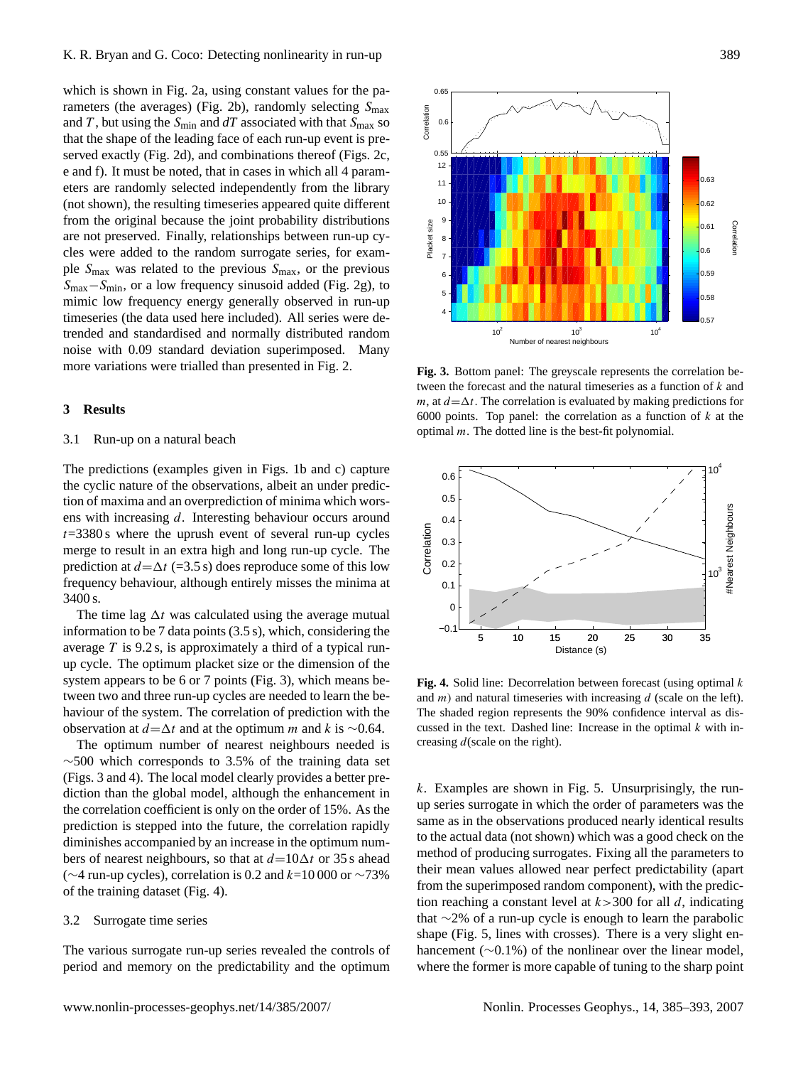which is shown in Fig. 2a, using constant values for the parameters (the averages) (Fig. 2b), randomly selecting $S_{\max}$ and $T$, but using the $S_{\min}$ and $dT$ associated with that $S_{\max}$ so that the shape of the leading face of each run-up event is preserved exactly (Fig. 2d), and combinations thereof (Figs. 2c, e and f). It must be noted, that in cases in which all 4 parameters are randomly selected independently from the library (not shown), the resulting timeseries appeared quite different from the original because the joint probability distributions are not preserved. Finally, relationships between run-up cycles were added to the random surrogate series, for example $S_{\max}$ was related to the previous $S_{\max}$, or the previous $S_{\max}-S_{\min}$, or a low frequency sinusoid added (Fig. 2g), to mimic low frequency energy generally observed in run-up timeseries (the data used here included). All series were detrended and standardised and normally distributed random noise with 0.09 standard deviation superimposed. Many more variations were trialled than presented in Fig. 2.

## 3 Results

### 3.1 Run-up on a natural beach

The predictions (examples given in Figs. 1b and c) capture the cyclic nature of the observations, albeit an under prediction of maxima and an overprediction of minima which worsens with increasing $d$. Interesting behaviour occurs around $t$=3380 s where the uprush event of several run-up cycles merge to result in an extra high and long run-up cycle. The prediction at $d=\Delta t$ (=3.5 s) does reproduce some of this low frequency behaviour, although entirely misses the minima at 3400 s.

The time lag $\Delta t$ was calculated using the average mutual information to be 7 data points (3.5 s), which, considering the average $T$ is 9.2 s, is approximately a third of a typical run-up cycle. The optimum placket size or the dimension of the system appears to be 6 or 7 points (Fig. 3), which means between two and three run-up cycles are needed to learn the behaviour of the system. The correlation of prediction with the observation at $d=\Delta t$ and at the optimum $m$ and $k$ is ~0.64.

The optimum number of nearest neighbours needed is ~500 which corresponds to 3.5% of the training data set (Figs. 3 and 4). The local model clearly provides a better prediction than the global model, although the enhancement in the correlation coefficient is only on the order of 15%. As the prediction is stepped into the future, the correlation rapidly diminishes accompanied by an increase in the optimum numbers of nearest neighbours, so that at $d=10\Delta t$ or 35 s ahead (~4 run-up cycles), correlation is 0.2 and $k$=10 000 or ~73% of the training dataset (Fig. 4).

### 3.2 Surrogate time series

The various surrogate run-up series revealed the controls of period and memory on the predictability and the optimum

**Fig. 3.** Bottom panel: The greyscale represents the correlation between the forecast and the natural timeseries as a function of $k$ and $m$, at $d=\Delta t$. The correlation is evaluated by making predictions for 6000 points. Top panel: the correlation as a function of $k$ at the optimal $m$. The dotted line is the best-fit polynomial.

**Fig. 4.** Solid line: Decorrelation between forecast (using optimal $k$ and $m$) and natural timeseries with increasing $d$ (scale on the left). The shaded region represents the 90% confidence interval as discussed in the text. Dashed line: Increase in the optimal $k$ with increasing $d$(scale on the right).

$k$. Examples are shown in Fig. 5. Unsurprisingly, the run-up series surrogate in which the order of parameters was the same as in the observations produced nearly identical results to the actual data (not shown) which was a good check on the method of producing surrogates. Fixing all the parameters to their mean values allowed near perfect predictability (apart from the superimposed random component), with the prediction reaching a constant level at $k>300$ for all $d$, indicating that ~2% of a run-up cycle is enough to learn the parabolic shape (Fig. 5, lines with crosses). There is a very slight enhancement (~0.1%) of the nonlinear over the linear model, where the former is more capable of tuning to the sharp point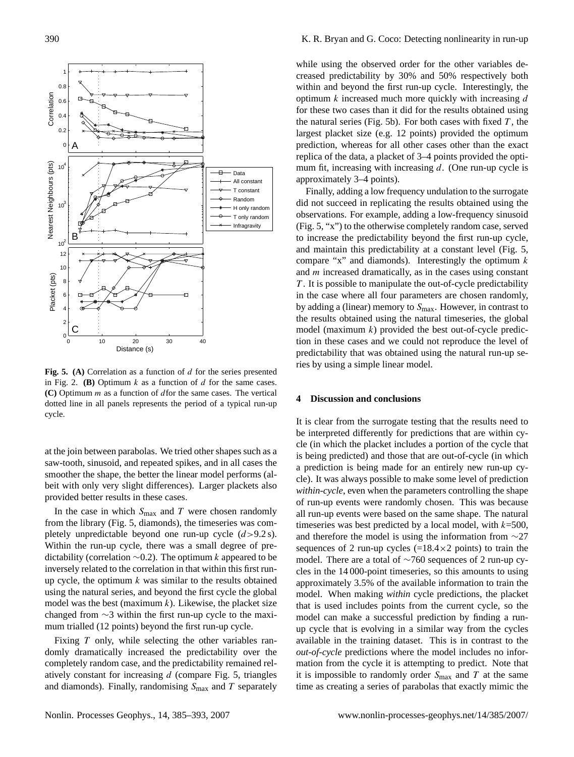**Fig. 5. (A)** Correlation as a function of $d$ for the series presented in Fig. 2. **(B)** Optimum $k$ as a function of $d$ for the same cases. **(C)** Optimum $m$ as a function of $d$ for the same cases. The vertical dotted line in all panels represents the period of a typical run-up cycle.

at the join between parabolas. We tried other shapes such as a saw-tooth, sinusoid, and repeated spikes, and in all cases the smoother the shape, the better the linear model performs (albeit with only very slight differences). Larger plackets also provided better results in these cases.

In the case in which $S_{max}$ and $T$ were chosen randomly from the library (Fig. 5, diamonds), the timeseries was completely unpredictable beyond one run-up cycle ($d>9.2$ s). Within the run-up cycle, there was a small degree of predictability (correlation ∼0.2). The optimum $k$ appeared to be inversely related to the correlation in that within this first run-up cycle, the optimum $k$ was similar to the results obtained using the natural series, and beyond the first cycle the global model was the best (maximum $k$). Likewise, the placket size changed from ∼3 within the first run-up cycle to the maximum trialled (12 points) beyond the first run-up cycle.

Fixing $T$ only, while selecting the other variables randomly dramatically increased the predictability over the completely random case, and the predictability remained relatively constant for increasing $d$ (compare Fig. 5, triangles and diamonds). Finally, randomising $S_{max}$ and $T$ separately while using the observed order for the other variables decreased predictability by 30% and 50% respectively both within and beyond the first run-up cycle. Interestingly, the optimum $k$ increased much more quickly with increasing $d$ for these two cases than it did for the results obtained using the natural series (Fig. 5b). For both cases with fixed $T$, the largest placket size (e.g. 12 points) provided the optimum prediction, whereas for all other cases other than the exact replica of the data, a placket of 3–4 points provided the optimum fit, increasing with increasing $d$. (One run-up cycle is approximately 3–4 points).

Finally, adding a low frequency undulation to the surrogate did not succeed in replicating the results obtained using the observations. For example, adding a low-frequency sinusoid (Fig. 5, "x") to the otherwise completely random case, served to increase the predictability beyond the first run-up cycle, and maintain this predictability at a constant level (Fig. 5, compare "x" and diamonds). Interestingly the optimum $k$ and $m$ increased dramatically, as in the cases using constant $T$. It is possible to manipulate the out-of-cycle predictability in the case where all four parameters are chosen randomly, by adding a (linear) memory to $S_{max}$. However, in contrast to the results obtained using the natural timeseries, the global model (maximum $k$) provided the best out-of-cycle prediction in these cases and we could not reproduce the level of predictability that was obtained using the natural run-up series by using a simple linear model.

## 4 Discussion and conclusions

It is clear from the surrogate testing that the results need to be interpreted differently for predictions that are within cycle (in which the placket includes a portion of the cycle that is being predicted) and those that are out-of-cycle (in which a prediction is being made for an entirely new run-up cycle). It was always possible to make some level of prediction *within-cycle*, even when the parameters controlling the shape of run-up events were randomly chosen. This was because all run-up events were based on the same shape. The natural timeseries was best predicted by a local model, with $k$=500, and therefore the model is using the information from ∼27 sequences of 2 run-up cycles (=18.4×2 points) to train the model. There are a total of ∼760 sequences of 2 run-up cycles in the 14 000-point timeseries, so this amounts to using approximately 3.5% of the available information to train the model. When making *within* cycle predictions, the placket that is used includes points from the current cycle, so the model can make a successful prediction by finding a run-up cycle that is evolving in a similar way from the cycles available in the training dataset. This is in contrast to the *out-of-cycle* predictions where the model includes no information from the cycle it is attempting to predict. Note that it is impossible to randomly order $S_{max}$ and $T$ at the same time as creating a series of parabolas that exactly mimic the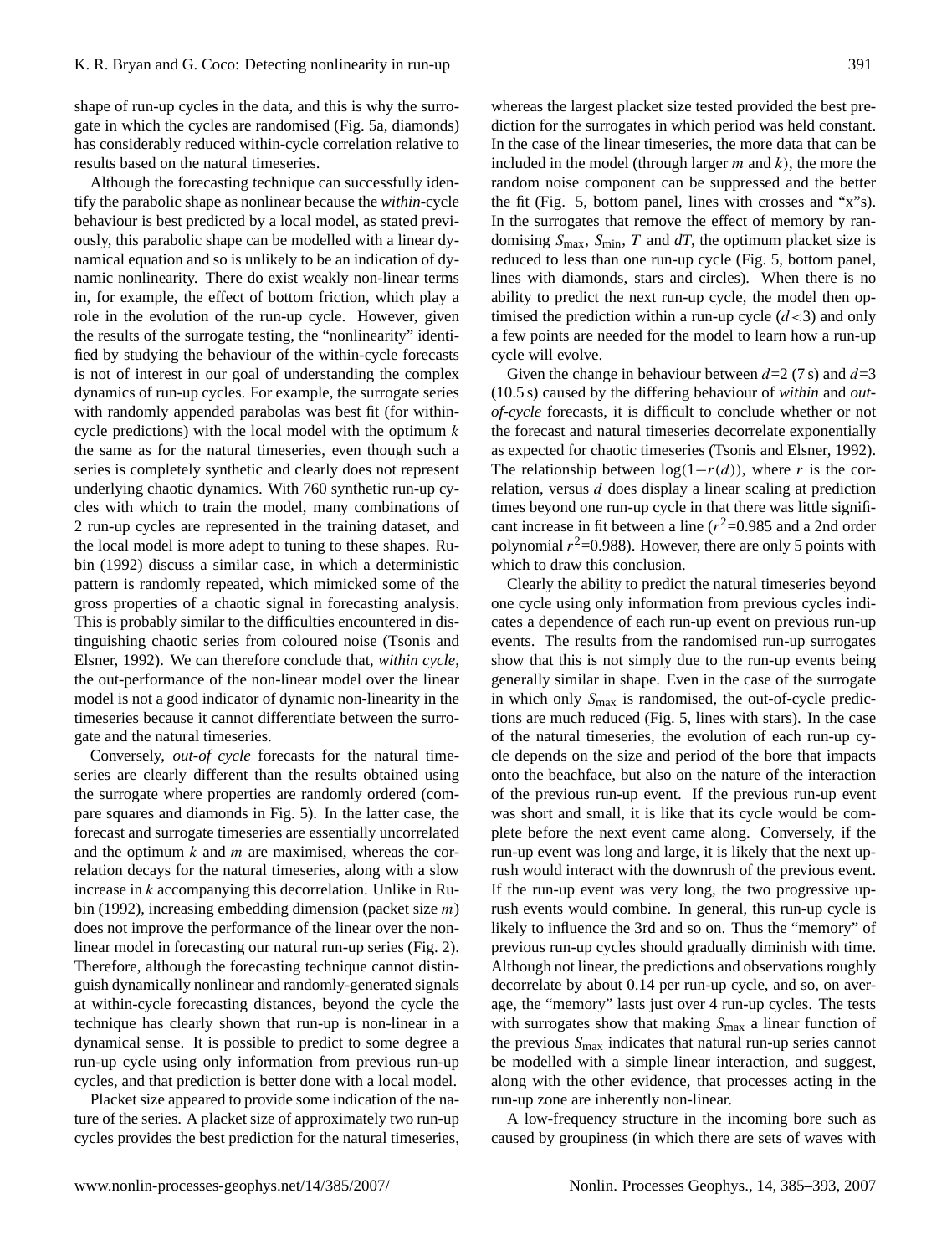shape of run-up cycles in the data, and this is why the surrogate in which the cycles are randomised (Fig. 5a, diamonds) has considerably reduced within-cycle correlation relative to results based on the natural timeseries.

Although the forecasting technique can successfully identify the parabolic shape as nonlinear because the *within*-cycle behaviour is best predicted by a local model, as stated previously, this parabolic shape can be modelled with a linear dynamical equation and so is unlikely to be an indication of dynamic nonlinearity. There do exist weakly non-linear terms in, for example, the effect of bottom friction, which play a role in the evolution of the run-up cycle. However, given the results of the surrogate testing, the "nonlinearity" identified by studying the behaviour of the within-cycle forecasts is not of interest in our goal of understanding the complex dynamics of run-up cycles. For example, the surrogate series with randomly appended parabolas was best fit (for within-cycle predictions) with the local model with the optimum $k$ the same as for the natural timeseries, even though such a series is completely synthetic and clearly does not represent underlying chaotic dynamics. With 760 synthetic run-up cycles with which to train the model, many combinations of 2 run-up cycles are represented in the training dataset, and the local model is more adept to tuning to these shapes. Rubin (1992) discuss a similar case, in which a deterministic pattern is randomly repeated, which mimicked some of the gross properties of a chaotic signal in forecasting analysis. This is probably similar to the difficulties encountered in distinguishing chaotic series from coloured noise (Tsonis and Elsner, 1992). We can therefore conclude that, *within cycle*, the out-performance of the non-linear model over the linear model is not a good indicator of dynamic non-linearity in the timeseries because it cannot differentiate between the surrogate and the natural timeseries.

Conversely, *out-of cycle* forecasts for the natural timeseries are clearly different than the results obtained using the surrogate where properties are randomly ordered (compare squares and diamonds in Fig. 5). In the latter case, the forecast and surrogate timeseries are essentially uncorrelated and the optimum $k$ and $m$ are maximised, whereas the correlation decays for the natural timeseries, along with a slow increase in $k$ accompanying this decorrelation. Unlike in Rubin (1992), increasing embedding dimension (packet size $m$) does not improve the performance of the linear over the nonlinear model in forecasting our natural run-up series (Fig. 2). Therefore, although the forecasting technique cannot distinguish dynamically nonlinear and randomly-generated signals at within-cycle forecasting distances, beyond the cycle the technique has clearly shown that run-up is non-linear in a dynamical sense. It is possible to predict to some degree a run-up cycle using only information from previous run-up cycles, and that prediction is better done with a local model.

Placket size appeared to provide some indication of the nature of the series. A placket size of approximately two run-up cycles provides the best prediction for the natural timeseries, whereas the largest placket size tested provided the best prediction for the surrogates in which period was held constant. In the case of the linear timeseries, the more data that can be included in the model (through larger $m$ and $k$), the more the random noise component can be suppressed and the better the fit (Fig. 5, bottom panel, lines with crosses and "x"s). In the surrogates that remove the effect of memory by randomising $S_{\max}$, $S_{\min}$, $T$ and $dT$, the optimum placket size is reduced to less than one run-up cycle (Fig. 5, bottom panel, lines with diamonds, stars and circles). When there is no ability to predict the next run-up cycle, the model then optimised the prediction within a run-up cycle ($d<3$) and only a few points are needed for the model to learn how a run-up cycle will evolve.

Given the change in behaviour between $d$=2 (7 s) and $d$=3 (10.5 s) caused by the differing behaviour of *within* and *out-of-cycle* forecasts, it is difficult to conclude whether or not the forecast and natural timeseries decorrelate exponentially as expected for chaotic timeseries (Tsonis and Elsner, 1992). The relationship between $\log(1-r(d))$, where $r$ is the correlation, versus $d$ does display a linear scaling at prediction times beyond one run-up cycle in that there was little significant increase in fit between a line ($r^2$=0.985 and a 2nd order polynomial $r^2$=0.988). However, there are only 5 points with which to draw this conclusion.

Clearly the ability to predict the natural timeseries beyond one cycle using only information from previous cycles indicates a dependence of each run-up event on previous run-up events. The results from the randomised run-up surrogates show that this is not simply due to the run-up events being generally similar in shape. Even in the case of the surrogate in which only $S_{\max}$ is randomised, the out-of-cycle predictions are much reduced (Fig. 5, lines with stars). In the case of the natural timeseries, the evolution of each run-up cycle depends on the size and period of the bore that impacts onto the beachface, but also on the nature of the interaction of the previous run-up event. If the previous run-up event was short and small, it is like that its cycle would be complete before the next event came along. Conversely, if the run-up event was long and large, it is likely that the next uprush would interact with the downrush of the previous event. If the run-up event was very long, the two progressive uprush events would combine. In general, this run-up cycle is likely to influence the 3rd and so on. Thus the "memory" of previous run-up cycles should gradually diminish with time. Although not linear, the predictions and observations roughly decorrelate by about 0.14 per run-up cycle, and so, on average, the "memory" lasts just over 4 run-up cycles. The tests with surrogates show that making $S_{\max}$ a linear function of the previous $S_{\max}$ indicates that natural run-up series cannot be modelled with a simple linear interaction, and suggest, along with the other evidence, that processes acting in the run-up zone are inherently non-linear.

A low-frequency structure in the incoming bore such as caused by groupiness (in which there are sets of waves with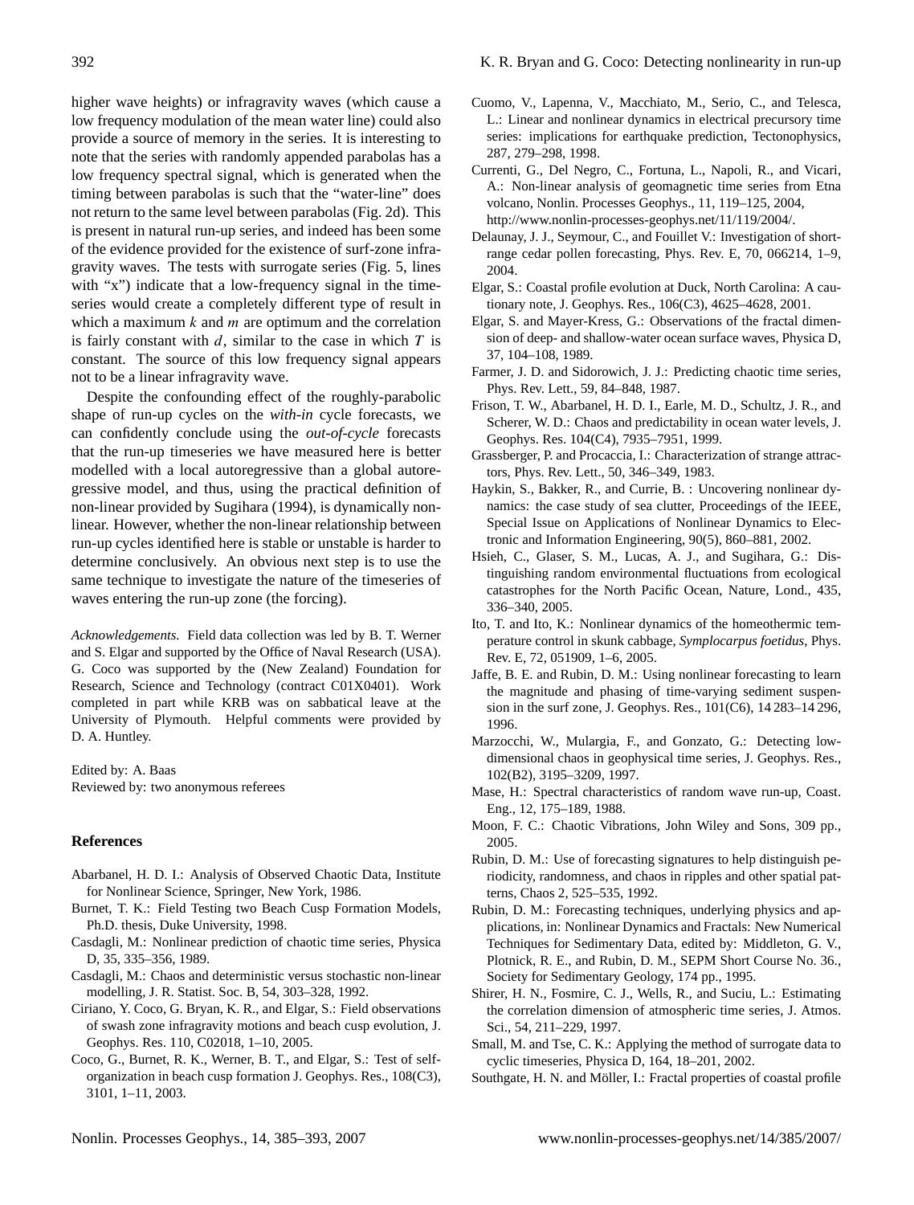higher wave heights) or infragravity waves (which cause a low frequency modulation of the mean water line) could also provide a source of memory in the series. It is interesting to note that the series with randomly appended parabolas has a low frequency spectral signal, which is generated when the timing between parabolas is such that the "water-line" does not return to the same level between parabolas (Fig. 2d). This is present in natural run-up series, and indeed has been some of the evidence provided for the existence of surf-zone infragravity waves. The tests with surrogate series (Fig. 5, lines with "x") indicate that a low-frequency signal in the timeseries would create a completely different type of result in which a maximum $k$ and $m$ are optimum and the correlation is fairly constant with $d$, similar to the case in which $T$ is constant. The source of this low frequency signal appears not to be a linear infragravity wave.

Despite the confounding effect of the roughly-parabolic shape of run-up cycles on the *with-in* cycle forecasts, we can confidently conclude using the *out-of-cycle* forecasts that the run-up timeseries we have measured here is better modelled with a local autoregressive than a global autoregressive model, and thus, using the practical definition of non-linear provided by Sugihara (1994), is dynamically nonlinear. However, whether the non-linear relationship between run-up cycles identified here is stable or unstable is harder to determine conclusively. An obvious next step is to use the same technique to investigate the nature of the timeseries of waves entering the run-up zone (the forcing).

*Acknowledgements.* Field data collection was led by B. T. Werner and S. Elgar and supported by the Office of Naval Research (USA). G. Coco was supported by the (New Zealand) Foundation for Research, Science and Technology (contract C01X0401). Work completed in part while KRB was on sabbatical leave at the University of Plymouth. Helpful comments were provided by D. A. Huntley.

Edited by: A. Baas
Reviewed by: two anonymous referees

## References

Abarbanel, H. D. I.: Analysis of Observed Chaotic Data, Institute for Nonlinear Science, Springer, New York, 1986.

Burnet, T. K.: Field Testing two Beach Cusp Formation Models, Ph.D. thesis, Duke University, 1998.

Casdagli, M.: Nonlinear prediction of chaotic time series, Physica D, 35, 335–356, 1989.

Casdagli, M.: Chaos and deterministic versus stochastic non-linear modelling, J. R. Statist. Soc. B, 54, 303–328, 1992.

Ciriano, Y. Coco, G. Bryan, K. R., and Elgar, S.: Field observations of swash zone infragravity motions and beach cusp evolution, J. Geophys. Res. 110, C02018, 1–10, 2005.

Coco, G., Burnet, R. K., Werner, B. T., and Elgar, S.: Test of self-organization in beach cusp formation J. Geophys. Res., 108(C3), 3101, 1–11, 2003.

Cuomo, V., Lapenna, V., Macchiato, M., Serio, C., and Telesca, L.: Linear and nonlinear dynamics in electrical precursory time series: implications for earthquake prediction, Tectonophysics, 287, 279–298, 1998.

Currenti, G., Del Negro, C., Fortuna, L., Napoli, R., and Vicari, A.: Non-linear analysis of geomagnetic time series from Etna volcano, Nonlin. Processes Geophys., 11, 119–125, 2004, http://www.nonlin-processes-geophys.net/11/119/2004/.

Delaunay, J. J., Seymour, C., and Fouillet V.: Investigation of short-range cedar pollen forecasting, Phys. Rev. E, 70, 066214, 1–9, 2004.

Elgar, S.: Coastal profile evolution at Duck, North Carolina: A cautionary note, J. Geophys. Res., 106(C3), 4625–4628, 2001.

Elgar, S. and Mayer-Kress, G.: Observations of the fractal dimension of deep- and shallow-water ocean surface waves, Physica D, 37, 104–108, 1989.

Farmer, J. D. and Sidorowich, J. J.: Predicting chaotic time series, Phys. Rev. Lett., 59, 84–848, 1987.

Frison, T. W., Abarbanel, H. D. I., Earle, M. D., Schultz, J. R., and Scherer, W. D.: Chaos and predictability in ocean water levels, J. Geophys. Res. 104(C4), 7935–7951, 1999.

Grassberger, P. and Procaccia, I.: Characterization of strange attractors, Phys. Rev. Lett., 50, 346–349, 1983.

Haykin, S., Bakker, R., and Currie, B. : Uncovering nonlinear dynamics: the case study of sea clutter, Proceedings of the IEEE, Special Issue on Applications of Nonlinear Dynamics to Electronic and Information Engineering, 90(5), 860–881, 2002.

Hsieh, C., Glaser, S. M., Lucas, A. J., and Sugihara, G.: Distinguishing random environmental fluctuations from ecological catastrophes for the North Pacific Ocean, Nature, Lond., 435, 336–340, 2005.

Ito, T. and Ito, K.: Nonlinear dynamics of the homeothermic temperature control in skunk cabbage, *Symplocarpus foetidus*, Phys. Rev. E, 72, 051909, 1–6, 2005.

Jaffe, B. E. and Rubin, D. M.: Using nonlinear forecasting to learn the magnitude and phasing of time-varying sediment suspension in the surf zone, J. Geophys. Res., 101(C6), 14 283–14 296, 1996.

Marzocchi, W., Mulargia, F., and Gonzato, G.: Detecting low-dimensional chaos in geophysical time series, J. Geophys. Res., 102(B2), 3195–3209, 1997.

Mase, H.: Spectral characteristics of random wave run-up, Coast. Eng., 12, 175–189, 1988.

Moon, F. C.: Chaotic Vibrations, John Wiley and Sons, 309 pp., 2005.

Rubin, D. M.: Use of forecasting signatures to help distinguish periodicity, randomness, and chaos in ripples and other spatial patterns, Chaos 2, 525–535, 1992.

Rubin, D. M.: Forecasting techniques, underlying physics and applications, in: Nonlinear Dynamics and Fractals: New Numerical Techniques for Sedimentary Data, edited by: Middleton, G. V., Plotnick, R. E., and Rubin, D. M., SEPM Short Course No. 36., Society for Sedimentary Geology, 174 pp., 1995.

Shirer, H. N., Fosmire, C. J., Wells, R., and Suciu, L.: Estimating the correlation dimension of atmospheric time series, J. Atmos. Sci., 54, 211–229, 1997.

Small, M. and Tse, C. K.: Applying the method of surrogate data to cyclic timeseries, Physica D, 164, 18–201, 2002.

Southgate, H. N. and Möller, I.: Fractal properties of coastal profile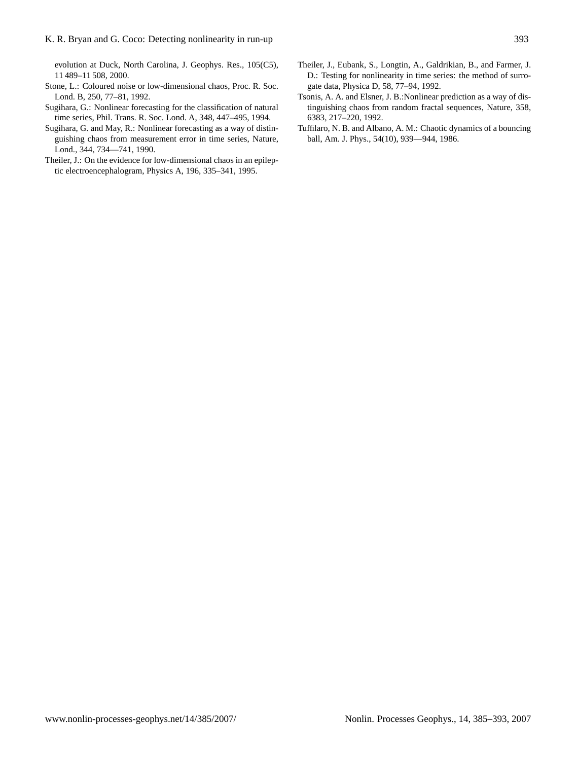evolution at Duck, North Carolina, J. Geophys. Res., 105(C5), 11 489–11 508, 2000.

Stone, L.: Coloured noise or low-dimensional chaos, Proc. R. Soc. Lond. B, 250, 77–81, 1992.

Sugihara, G.: Nonlinear forecasting for the classification of natural time series, Phil. Trans. R. Soc. Lond. A, 348, 447–495, 1994.

Sugihara, G. and May, R.: Nonlinear forecasting as a way of distinguishing chaos from measurement error in time series, Nature, Lond., 344, 734—741, 1990.

Theiler, J.: On the evidence for low-dimensional chaos in an epileptic electroencephalogram, Physics A, 196, 335–341, 1995.

Theiler, J., Eubank, S., Longtin, A., Galdrikian, B., and Farmer, J. D.: Testing for nonlinearity in time series: the method of surrogate data, Physica D, 58, 77–94, 1992.

Tsonis, A. A. and Elsner, J. B.:Nonlinear prediction as a way of distinguishing chaos from random fractal sequences, Nature, 358, 6383, 217–220, 1992.

Tuffilaro, N. B. and Albano, A. M.: Chaotic dynamics of a bouncing ball, Am. J. Phys., 54(10), 939—944, 1986.